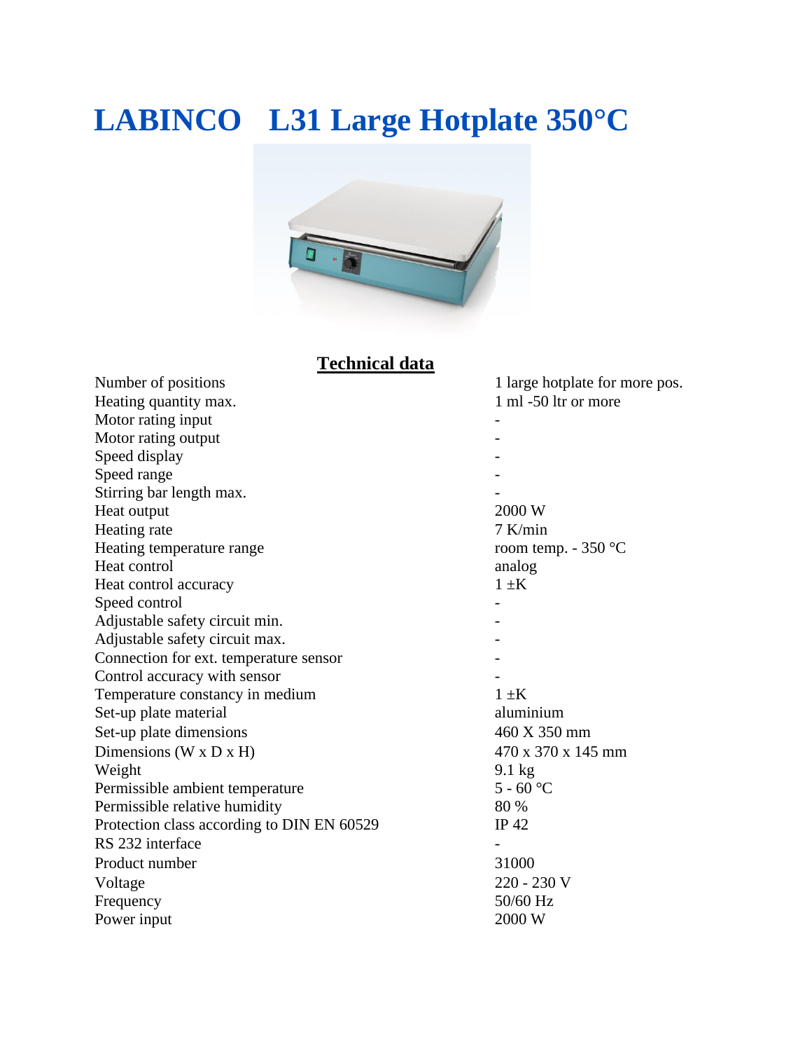# LABINCO L31 Large Hotplate 350°C

## Technical data

| | |
|---|---|
| Number of positions | 1 large hotplate for more pos. |
| Heating quantity max. | 1 ml -50 ltr or more |
| Motor rating input | - |
| Motor rating output | - |
| Speed display | - |
| Speed range | - |
| Stirring bar length max. | - |
| Heat output | 2000 W |
| Heating rate | 7 K/min |
| Heating temperature range | room temp. - 350 °C |
| Heat control | analog |
| Heat control accuracy | 1 ±K |
| Speed control | - |
| Adjustable safety circuit min. | - |
| Adjustable safety circuit max. | - |
| Connection for ext. temperature sensor | - |
| Control accuracy with sensor | - |
| Temperature constancy in medium | 1 ±K |
| Set-up plate material | aluminium |
| Set-up plate dimensions | 460 X 350 mm |
| Dimensions (W x D x H) | 470 x 370 x 145 mm |
| Weight | 9.1 kg |
| Permissible ambient temperature | 5 - 60 °C |
| Permissible relative humidity | 80 % |
| Protection class according to DIN EN 60529 | IP 42 |
| RS 232 interface | - |
| Product number | 31000 |
| Voltage | 220 - 230 V |
| Frequency | 50/60 Hz |
| Power input | 2000 W |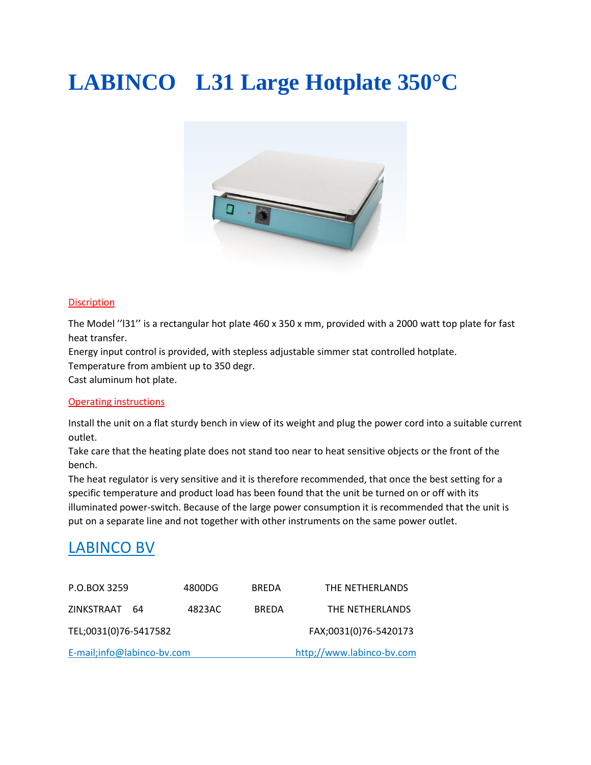# LABINCO L31 Large Hotplate 350°C

Discription

The Model ''l31'' is a rectangular hot plate 460 x 350 x mm, provided with a 2000 watt top plate for fast heat transfer.
Energy input control is provided, with stepless adjustable simmer stat controlled hotplate.
Temperature from ambient up to 350 degr.
Cast aluminum hot plate.

Operating instructions

Install the unit on a flat sturdy bench in view of its weight and plug the power cord into a suitable current outlet.
Take care that the heating plate does not stand too near to heat sensitive objects or the front of the bench.
The heat regulator is very sensitive and it is therefore recommended, that once the best setting for a specific temperature and product load has been found that the unit be turned on or off with its illuminated power-switch. Because of the large power consumption it is recommended that the unit is put on a separate line and not together with other instruments on the same power outlet.

## LABINCO BV

| | | | |
|---|---|---|---|
| P.O.BOX 3259 | 4800DG | BREDA | THE NETHERLANDS |
| ZINKSTRAAT 64 | 4823AC | BREDA | THE NETHERLANDS |
| TEL;0031(0)76-5417582 | | | FAX;0031(0)76-5420173 |
| E-mail;info@labinco-bv.com | | | http;//www.labinco-bv.com |